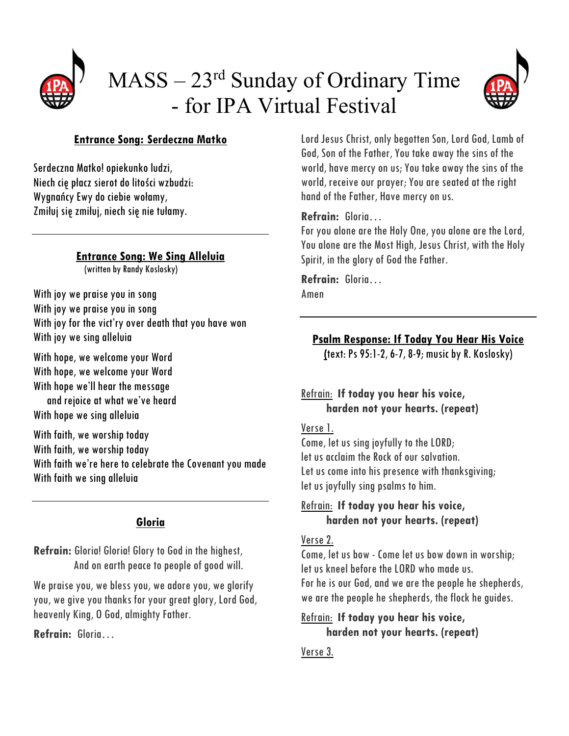# MASS – 23rd Sunday of Ordinary Time - for IPA Virtual Festival

## Entrance Song: Serdeczna Matko

Serdeczna Matko! opiekunko ludzi,
Niech cię płacz sierot do litości wzbudzi:
Wygnańcy Ewy do ciebie wołamy,
Zmiłuj się zmiłuj, niech się nie tułamy.

---

## Entrance Song: We Sing Alleluia

(written by Randy Koslosky)

With joy we praise you in song
With joy we praise you in song
With joy for the vict'ry over death that you have won
With joy we sing alleluia

With hope, we welcome your Word
With hope, we welcome your Word
With hope we'll hear the message
and rejoice at what we've heard
With hope we sing alleluia

With faith, we worship today
With faith, we worship today
With faith we're here to celebrate the Covenant you made
With faith we sing alleluia

---

## Gloria

**Refrain:** Gloria! Gloria! Glory to God in the highest,
And on earth peace to people of good will.

We praise you, we bless you, we adore you, we glorify you, we give you thanks for your great glory, Lord God, heavenly King, O God, almighty Father.

**Refrain:** Gloria…

Lord Jesus Christ, only begotten Son, Lord God, Lamb of God, Son of the Father, You take away the sins of the world, have mercy on us; You take away the sins of the world, receive our prayer; You are seated at the right hand of the Father, Have mercy on us.

**Refrain:** Gloria…

For you alone are the Holy One, you alone are the Lord, You alone are the Most High, Jesus Christ, with the Holy Spirit, in the glory of God the Father.

**Refrain:** Gloria…

Amen

---

## Psalm Response: If Today You Hear His Voice

(text: Ps 95:1-2, 6-7, 8-9; music by R. Koslosky)

Refrain: **If today you hear his voice,
harden not your hearts. (repeat)**

Verse 1.

Come, let us sing joyfully to the LORD;
let us acclaim the Rock of our salvation.
Let us come into his presence with thanksgiving;
let us joyfully sing psalms to him.

Refrain: **If today you hear his voice,
harden not your hearts. (repeat)**

Verse 2.

Come, let us bow - Come let us bow down in worship;
let us kneel before the LORD who made us.
For he is our God, and we are the people he shepherds,
we are the people he shepherds, the flock he guides.

Refrain: **If today you hear his voice,
harden not your hearts. (repeat)**

Verse 3.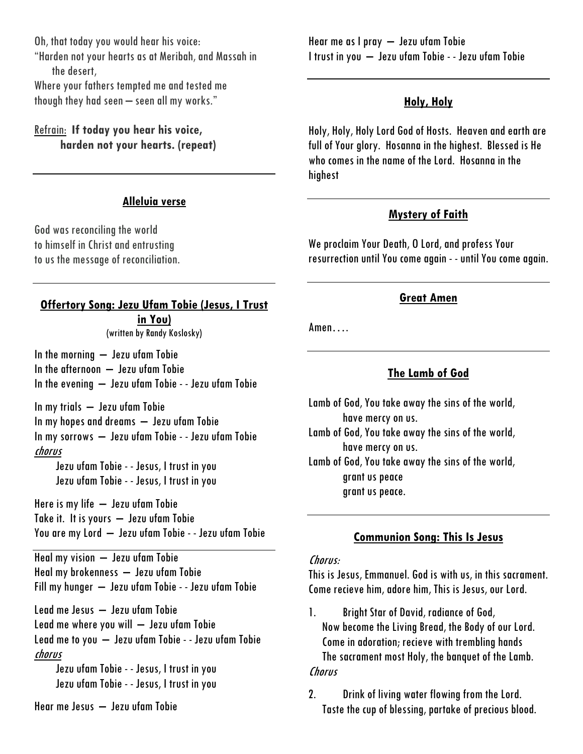Oh, that today you would hear his voice:
"Harden not your hearts as at Meribah, and Massah in the desert,
Where your fathers tempted me and tested me
though they had seen – seen all my works."

Refrain: **If today you hear his voice,
harden not your hearts. (repeat)**

---

### Alleluia verse

God was reconciling the world
to himself in Christ and entrusting
to us the message of reconciliation.

---

### Offertory Song: Jezu Ufam Tobie (Jesus, I Trust in You)

(written by Randy Koslosky)

In the morning – Jezu ufam Tobie
In the afternoon – Jezu ufam Tobie
In the evening – Jezu ufam Tobie - - Jezu ufam Tobie

In my trials – Jezu ufam Tobie
In my hopes and dreams – Jezu ufam Tobie
In my sorrows – Jezu ufam Tobie - - Jezu ufam Tobie
*chorus*
Jezu ufam Tobie - - Jesus, I trust in you
Jezu ufam Tobie - - Jesus, I trust in you

Here is my life – Jezu ufam Tobie
Take it. It is yours – Jezu ufam Tobie
You are my Lord – Jezu ufam Tobie - - Jezu ufam Tobie

---

Heal my vision – Jezu ufam Tobie
Heal my brokenness – Jezu ufam Tobie
Fill my hunger – Jezu ufam Tobie - - Jezu ufam Tobie

Lead me Jesus – Jezu ufam Tobie
Lead me where you will – Jezu ufam Tobie
Lead me to you – Jezu ufam Tobie - - Jezu ufam Tobie
*chorus*
Jezu ufam Tobie - - Jesus, I trust in you
Jezu ufam Tobie - - Jesus, I trust in you

Hear me Jesus – Jezu ufam Tobie
Hear me as I pray – Jezu ufam Tobie
I trust in you – Jezu ufam Tobie - - Jezu ufam Tobie

---

### Holy, Holy

Holy, Holy, Holy Lord God of Hosts. Heaven and earth are full of Your glory. Hosanna in the highest. Blessed is He who comes in the name of the Lord. Hosanna in the highest

---

### Mystery of Faith

We proclaim Your Death, O Lord, and profess Your resurrection until You come again - - until You come again.

---

### Great Amen

Amen….

---

### The Lamb of God

Lamb of God, You take away the sins of the world,
have mercy on us.
Lamb of God, You take away the sins of the world,
have mercy on us.
Lamb of God, You take away the sins of the world,
grant us peace
grant us peace.

---

### Communion Song: This Is Jesus

*Chorus:*
This is Jesus, Emmanuel. God is with us, in this sacrament.
Come recieve him, adore him, This is Jesus, our Lord.

1. Bright Star of David, radiance of God,
Now become the Living Bread, the Body of our Lord.
Come in adoration; recieve with trembling hands
The sacrament most Holy, the banquet of the Lamb.

*Chorus*

2. Drink of living water flowing from the Lord.
Taste the cup of blessing, partake of precious blood.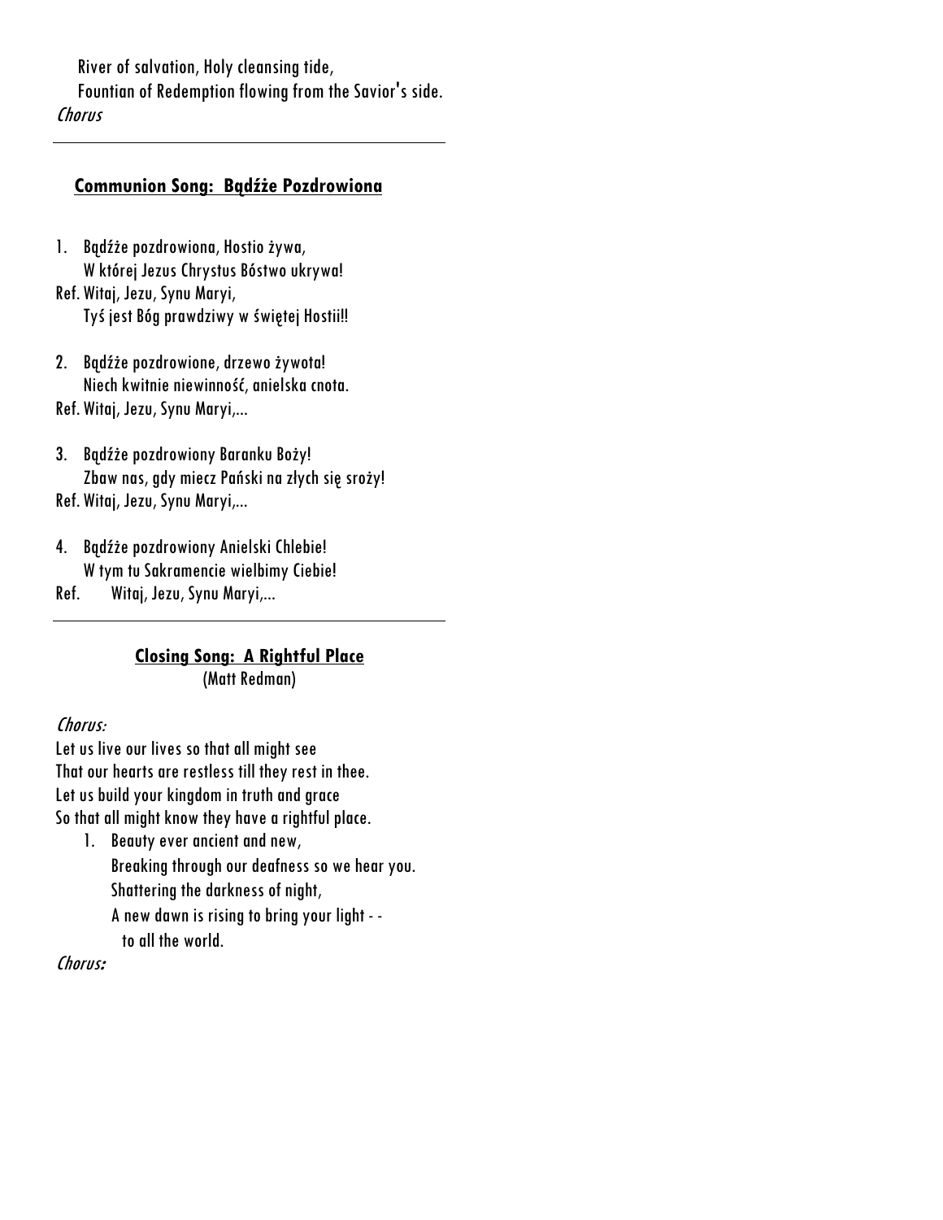River of salvation, Holy cleansing tide,
Fountian of Redemption flowing from the Savior's side.

*Chorus*

---

**Communion Song: Bądźże Pozdrowiona**

1. Bądźże pozdrowiona, Hostio żywa,
   W której Jezus Chrystus Bóstwo ukrywa!

Ref. Witaj, Jezu, Synu Maryi,
   Tyś jest Bóg prawdziwy w świętej Hostii!!

2. Bądźże pozdrowione, drzewo żywota!
   Niech kwitnie niewinność, anielska cnota.

Ref. Witaj, Jezu, Synu Maryi,...

3. Bądźże pozdrowiony Baranku Boży!
   Zbaw nas, gdy miecz Pański na złych się sroży!

Ref. Witaj, Jezu, Synu Maryi,...

4. Bądźże pozdrowiony Anielski Chlebie!
   W tym tu Sakramencie wielbimy Ciebie!

Ref. Witaj, Jezu, Synu Maryi,...

---

**Closing Song: A Rightful Place**
(Matt Redman)

*Chorus:*

Let us live our lives so that all might see
That our hearts are restless till they rest in thee.
Let us build your kingdom in truth and grace
So that all might know they have a rightful place.

1. Beauty ever ancient and new,
   Breaking through our deafness so we hear you.
   Shattering the darkness of night,
   A new dawn is rising to bring your light - -
   to all the world.

*Chorus:*